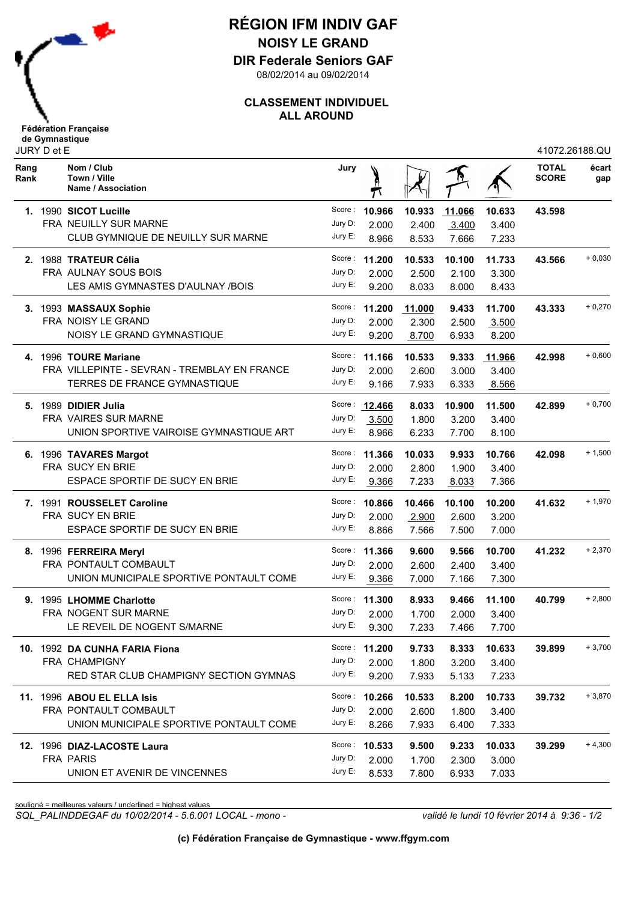# RÉGION IFM INDIV GAF

## NOISY LE GRAND

## DIR Federale Seniors GAF

08/02/2014 au 09/02/2014

### CLASSEMENT INDIVIDUEL
### ALL AROUND

Fédération Française de Gymnastique

JURY D et E

41072.26188.QU

| Rang / Rank | Nom / Club / Town / Ville / Name / Association | Jury | Saut | Barres | Poutre | Sol | TOTAL SCORE | écart gap |
|---|---|---|---|---|---|---|---|---|
| 1. | 1990 **SICOT Lucille** | Score : | 10.966 | 10.933 | 11.066 | 10.633 | 43.598 | |
| | FRA NEUILLY SUR MARNE | Jury D: | 2.000 | 2.400 | 3.400 | 3.400 | | |
| | CLUB GYMNIQUE DE NEUILLY SUR MARNE | Jury E: | 8.966 | 8.533 | 7.666 | 7.233 | | |
| 2. | 1988 **TRATEUR Célia** | Score : | 11.200 | 10.533 | 10.100 | 11.733 | 43.566 | + 0,030 |
| | FRA AULNAY SOUS BOIS | Jury D: | 2.000 | 2.500 | 2.100 | 3.300 | | |
| | LES AMIS GYMNASTES D'AULNAY /BOIS | Jury E: | 9.200 | 8.033 | 8.000 | 8.433 | | |
| 3. | 1993 **MASSAUX Sophie** | Score : | 11.200 | 11.000 | 9.433 | 11.700 | 43.333 | + 0,270 |
| | FRA NOISY LE GRAND | Jury D: | 2.000 | 2.300 | 2.500 | 3.500 | | |
| | NOISY LE GRAND GYMNASTIQUE | Jury E: | 9.200 | 8.700 | 6.933 | 8.200 | | |
| 4. | 1996 **TOURE Mariane** | Score : | 11.166 | 10.533 | 9.333 | 11.966 | 42.998 | + 0,600 |
| | FRA VILLEPINTE - SEVRAN - TREMBLAY EN FRANCE | Jury D: | 2.000 | 2.600 | 3.000 | 3.400 | | |
| | TERRES DE FRANCE GYMNASTIQUE | Jury E: | 9.166 | 7.933 | 6.333 | 8.566 | | |
| 5. | 1989 **DIDIER Julia** | Score : | 12.466 | 8.033 | 10.900 | 11.500 | 42.899 | + 0,700 |
| | FRA VAIRES SUR MARNE | Jury D: | 3.500 | 1.800 | 3.200 | 3.400 | | |
| | UNION SPORTIVE VAIROISE GYMNASTIQUE ART | Jury E: | 8.966 | 6.233 | 7.700 | 8.100 | | |
| 6. | 1996 **TAVARES Margot** | Score : | 11.366 | 10.033 | 9.933 | 10.766 | 42.098 | + 1,500 |
| | FRA SUCY EN BRIE | Jury D: | 2.000 | 2.800 | 1.900 | 3.400 | | |
| | ESPACE SPORTIF DE SUCY EN BRIE | Jury E: | 9.366 | 7.233 | 8.033 | 7.366 | | |
| 7. | 1991 **ROUSSELET Caroline** | Score : | 10.866 | 10.466 | 10.100 | 10.200 | 41.632 | + 1,970 |
| | FRA SUCY EN BRIE | Jury D: | 2.000 | 2.900 | 2.600 | 3.200 | | |
| | ESPACE SPORTIF DE SUCY EN BRIE | Jury E: | 8.866 | 7.566 | 7.500 | 7.000 | | |
| 8. | 1996 **FERREIRA Meryl** | Score : | 11.366 | 9.600 | 9.566 | 10.700 | 41.232 | + 2,370 |
| | FRA PONTAULT COMBAULT | Jury D: | 2.000 | 2.600 | 2.400 | 3.400 | | |
| | UNION MUNICIPALE SPORTIVE PONTAULT COME | Jury E: | 9.366 | 7.000 | 7.166 | 7.300 | | |
| 9. | 1995 **LHOMME Charlotte** | Score : | 11.300 | 8.933 | 9.466 | 11.100 | 40.799 | + 2,800 |
| | FRA NOGENT SUR MARNE | Jury D: | 2.000 | 1.700 | 2.000 | 3.400 | | |
| | LE REVEIL DE NOGENT S/MARNE | Jury E: | 9.300 | 7.233 | 7.466 | 7.700 | | |
| 10. | 1992 **DA CUNHA FARIA Fiona** | Score : | 11.200 | 9.733 | 8.333 | 10.633 | 39.899 | + 3,700 |
| | FRA CHAMPIGNY | Jury D: | 2.000 | 1.800 | 3.200 | 3.400 | | |
| | RED STAR CLUB CHAMPIGNY SECTION GYMNAS | Jury E: | 9.200 | 7.933 | 5.133 | 7.233 | | |
| 11. | 1996 **ABOU EL ELLA Isis** | Score : | 10.266 | 10.533 | 8.200 | 10.733 | 39.732 | + 3,870 |
| | FRA PONTAULT COMBAULT | Jury D: | 2.000 | 2.600 | 1.800 | 3.400 | | |
| | UNION MUNICIPALE SPORTIVE PONTAULT COME | Jury E: | 8.266 | 7.933 | 6.400 | 7.333 | | |
| 12. | 1996 **DIAZ-LACOSTE Laura** | Score : | 10.533 | 9.500 | 9.233 | 10.033 | 39.299 | + 4,300 |
| | FRA PARIS | Jury D: | 2.000 | 1.700 | 2.300 | 3.000 | | |
| | UNION ET AVENIR DE VINCENNES | Jury E: | 8.533 | 7.800 | 6.933 | 7.033 | | |

souligné = meilleures valeurs / underlined = highest values

*SQL_PALINDDEGAF du 10/02/2014 - 5.6.001 LOCAL - mono -* *validé le lundi 10 février 2014 à 9:36 - 1/2*

**(c) Fédération Française de Gymnastique - www.ffgym.com**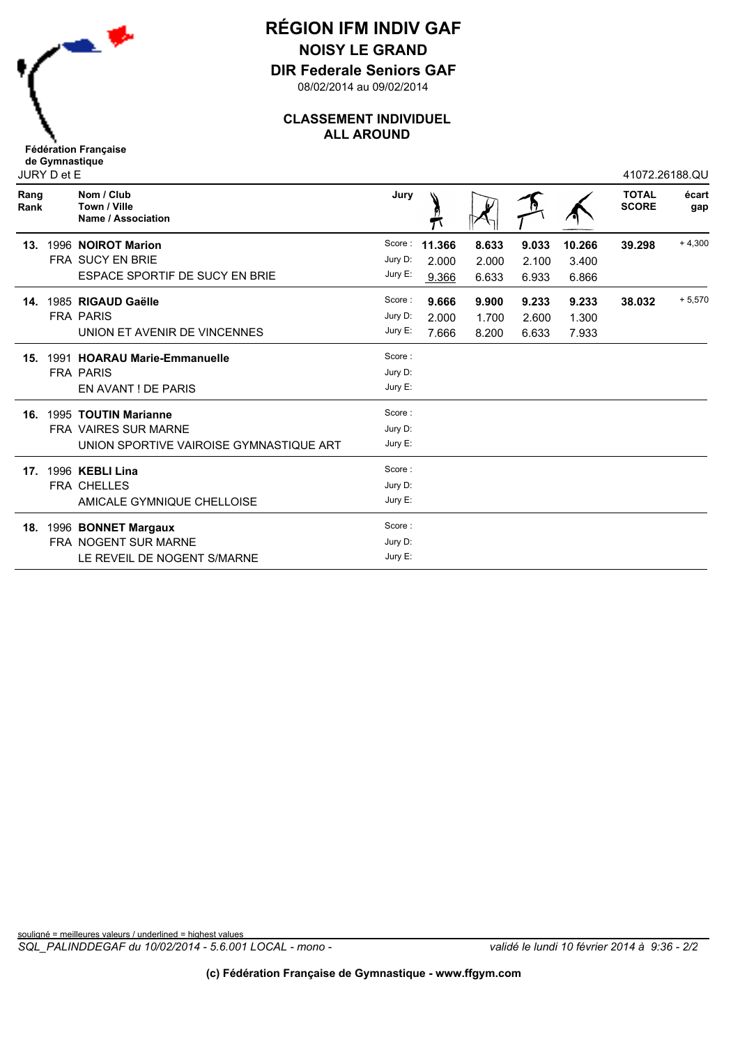# RÉGION IFM INDIV GAF

## NOISY LE GRAND

## DIR Federale Seniors GAF

08/02/2014 au 09/02/2014

### CLASSEMENT INDIVIDUEL
### ALL AROUND

Fédération Française de Gymnastique

JURY D et E

41072.26188.QU

| Rang Rank | Nom / Club Town / Ville Name / Association | Jury | Saut | Barres | Poutre | Sol | TOTAL SCORE | écart gap |
|---|---|---|---|---|---|---|---|---|
| **13.** | 1996 **NOIROT Marion** | Score : | **11.366** | **8.633** | **9.033** | **10.266** | **39.298** | + 4,300 |
| | FRA SUCY EN BRIE | Jury D: | 2.000 | 2.000 | 2.100 | 3.400 | | |
| | ESPACE SPORTIF DE SUCY EN BRIE | Jury E: | 9.366 | 6.633 | 6.933 | 6.866 | | |
| **14.** | 1985 **RIGAUD Gaëlle** | Score : | **9.666** | **9.900** | **9.233** | **9.233** | **38.032** | + 5,570 |
| | FRA PARIS | Jury D: | 2.000 | 1.700 | 2.600 | 1.300 | | |
| | UNION ET AVENIR DE VINCENNES | Jury E: | 7.666 | 8.200 | 6.633 | 7.933 | | |
| **15.** | 1991 **HOARAU Marie-Emmanuelle** | Score : | | | | | | |
| | FRA PARIS | Jury D: | | | | | | |
| | EN AVANT ! DE PARIS | Jury E: | | | | | | |
| **16.** | 1995 **TOUTIN Marianne** | Score : | | | | | | |
| | FRA VAIRES SUR MARNE | Jury D: | | | | | | |
| | UNION SPORTIVE VAIROISE GYMNASTIQUE ART | Jury E: | | | | | | |
| **17.** | 1996 **KEBLI Lina** | Score : | | | | | | |
| | FRA CHELLES | Jury D: | | | | | | |
| | AMICALE GYMNIQUE CHELLOISE | Jury E: | | | | | | |
| **18.** | 1996 **BONNET Margaux** | Score : | | | | | | |
| | FRA NOGENT SUR MARNE | Jury D: | | | | | | |
| | LE REVEIL DE NOGENT S/MARNE | Jury E: | | | | | | |

souligné = meilleures valeurs / underlined = highest values

*SQL_PALINDDEGAF du 10/02/2014 - 5.6.001 LOCAL - mono -* *validé le lundi 10 février 2014 à 9:36*

**(c) Fédération Française de Gymnastique - www.ffgym.com**